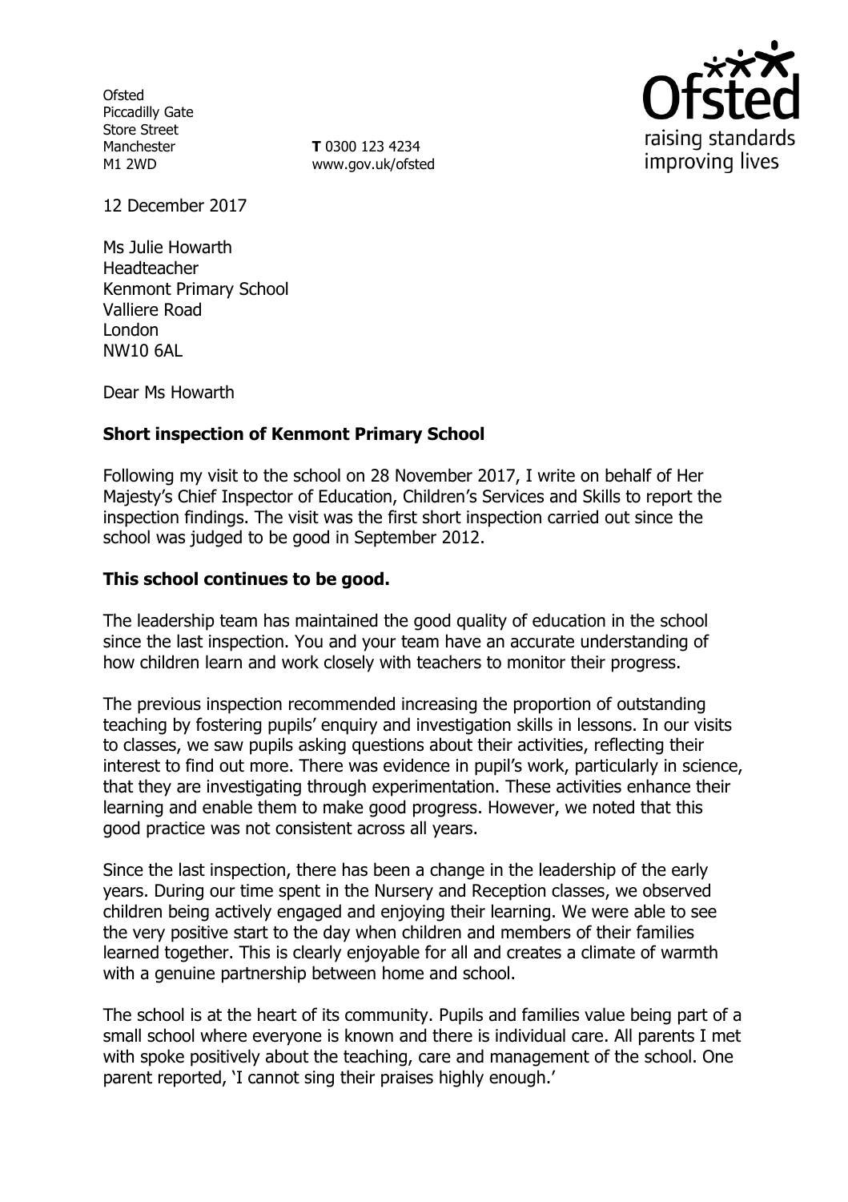Ofsted
Piccadilly Gate
Store Street
Manchester
M1 2WD

**T** 0300 123 4234
www.gov.uk/ofsted

12 December 2017

Ms Julie Howarth
Headteacher
Kenmont Primary School
Valliere Road
London
NW10 6AL

Dear Ms Howarth

**Short inspection of Kenmont Primary School**

Following my visit to the school on 28 November 2017, I write on behalf of Her Majesty's Chief Inspector of Education, Children's Services and Skills to report the inspection findings. The visit was the first short inspection carried out since the school was judged to be good in September 2012.

**This school continues to be good.**

The leadership team has maintained the good quality of education in the school since the last inspection. You and your team have an accurate understanding of how children learn and work closely with teachers to monitor their progress.

The previous inspection recommended increasing the proportion of outstanding teaching by fostering pupils' enquiry and investigation skills in lessons. In our visits to classes, we saw pupils asking questions about their activities, reflecting their interest to find out more. There was evidence in pupil's work, particularly in science, that they are investigating through experimentation. These activities enhance their learning and enable them to make good progress. However, we noted that this good practice was not consistent across all years.

Since the last inspection, there has been a change in the leadership of the early years. During our time spent in the Nursery and Reception classes, we observed children being actively engaged and enjoying their learning. We were able to see the very positive start to the day when children and members of their families learned together. This is clearly enjoyable for all and creates a climate of warmth with a genuine partnership between home and school.

The school is at the heart of its community. Pupils and families value being part of a small school where everyone is known and there is individual care. All parents I met with spoke positively about the teaching, care and management of the school. One parent reported, 'I cannot sing their praises highly enough.'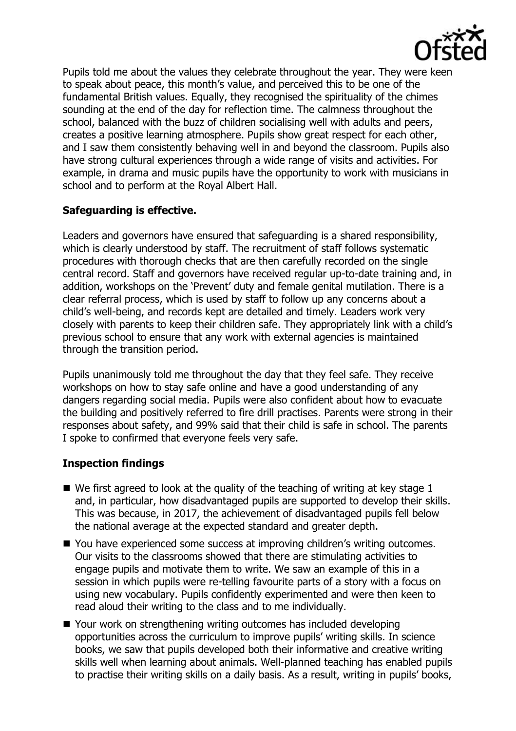Pupils told me about the values they celebrate throughout the year. They were keen to speak about peace, this month's value, and perceived this to be one of the fundamental British values. Equally, they recognised the spirituality of the chimes sounding at the end of the day for reflection time. The calmness throughout the school, balanced with the buzz of children socialising well with adults and peers, creates a positive learning atmosphere. Pupils show great respect for each other, and I saw them consistently behaving well in and beyond the classroom. Pupils also have strong cultural experiences through a wide range of visits and activities. For example, in drama and music pupils have the opportunity to work with musicians in school and to perform at the Royal Albert Hall.

## Safeguarding is effective.

Leaders and governors have ensured that safeguarding is a shared responsibility, which is clearly understood by staff. The recruitment of staff follows systematic procedures with thorough checks that are then carefully recorded on the single central record. Staff and governors have received regular up-to-date training and, in addition, workshops on the 'Prevent' duty and female genital mutilation. There is a clear referral process, which is used by staff to follow up any concerns about a child's well-being, and records kept are detailed and timely. Leaders work very closely with parents to keep their children safe. They appropriately link with a child's previous school to ensure that any work with external agencies is maintained through the transition period.

Pupils unanimously told me throughout the day that they feel safe. They receive workshops on how to stay safe online and have a good understanding of any dangers regarding social media. Pupils were also confident about how to evacuate the building and positively referred to fire drill practises. Parents were strong in their responses about safety, and 99% said that their child is safe in school. The parents I spoke to confirmed that everyone feels very safe.

## Inspection findings

- We first agreed to look at the quality of the teaching of writing at key stage 1 and, in particular, how disadvantaged pupils are supported to develop their skills. This was because, in 2017, the achievement of disadvantaged pupils fell below the national average at the expected standard and greater depth.
- You have experienced some success at improving children's writing outcomes. Our visits to the classrooms showed that there are stimulating activities to engage pupils and motivate them to write. We saw an example of this in a session in which pupils were re-telling favourite parts of a story with a focus on using new vocabulary. Pupils confidently experimented and were then keen to read aloud their writing to the class and to me individually.
- Your work on strengthening writing outcomes has included developing opportunities across the curriculum to improve pupils' writing skills. In science books, we saw that pupils developed both their informative and creative writing skills well when learning about animals. Well-planned teaching has enabled pupils to practise their writing skills on a daily basis. As a result, writing in pupils' books,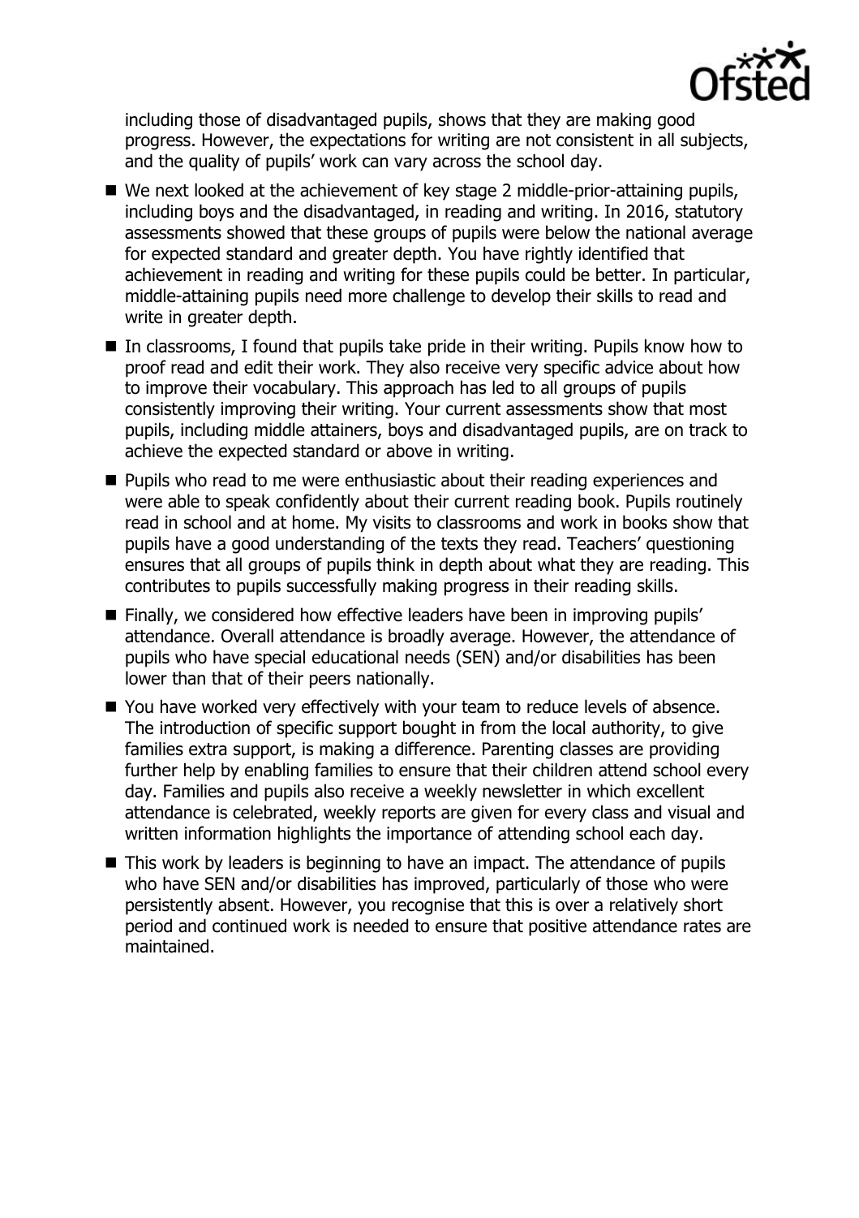including those of disadvantaged pupils, shows that they are making good progress. However, the expectations for writing are not consistent in all subjects, and the quality of pupils' work can vary across the school day.

- We next looked at the achievement of key stage 2 middle-prior-attaining pupils, including boys and the disadvantaged, in reading and writing. In 2016, statutory assessments showed that these groups of pupils were below the national average for expected standard and greater depth. You have rightly identified that achievement in reading and writing for these pupils could be better. In particular, middle-attaining pupils need more challenge to develop their skills to read and write in greater depth.
- In classrooms, I found that pupils take pride in their writing. Pupils know how to proof read and edit their work. They also receive very specific advice about how to improve their vocabulary. This approach has led to all groups of pupils consistently improving their writing. Your current assessments show that most pupils, including middle attainers, boys and disadvantaged pupils, are on track to achieve the expected standard or above in writing.
- Pupils who read to me were enthusiastic about their reading experiences and were able to speak confidently about their current reading book. Pupils routinely read in school and at home. My visits to classrooms and work in books show that pupils have a good understanding of the texts they read. Teachers' questioning ensures that all groups of pupils think in depth about what they are reading. This contributes to pupils successfully making progress in their reading skills.
- Finally, we considered how effective leaders have been in improving pupils' attendance. Overall attendance is broadly average. However, the attendance of pupils who have special educational needs (SEN) and/or disabilities has been lower than that of their peers nationally.
- You have worked very effectively with your team to reduce levels of absence. The introduction of specific support bought in from the local authority, to give families extra support, is making a difference. Parenting classes are providing further help by enabling families to ensure that their children attend school every day. Families and pupils also receive a weekly newsletter in which excellent attendance is celebrated, weekly reports are given for every class and visual and written information highlights the importance of attending school each day.
- This work by leaders is beginning to have an impact. The attendance of pupils who have SEN and/or disabilities has improved, particularly of those who were persistently absent. However, you recognise that this is over a relatively short period and continued work is needed to ensure that positive attendance rates are maintained.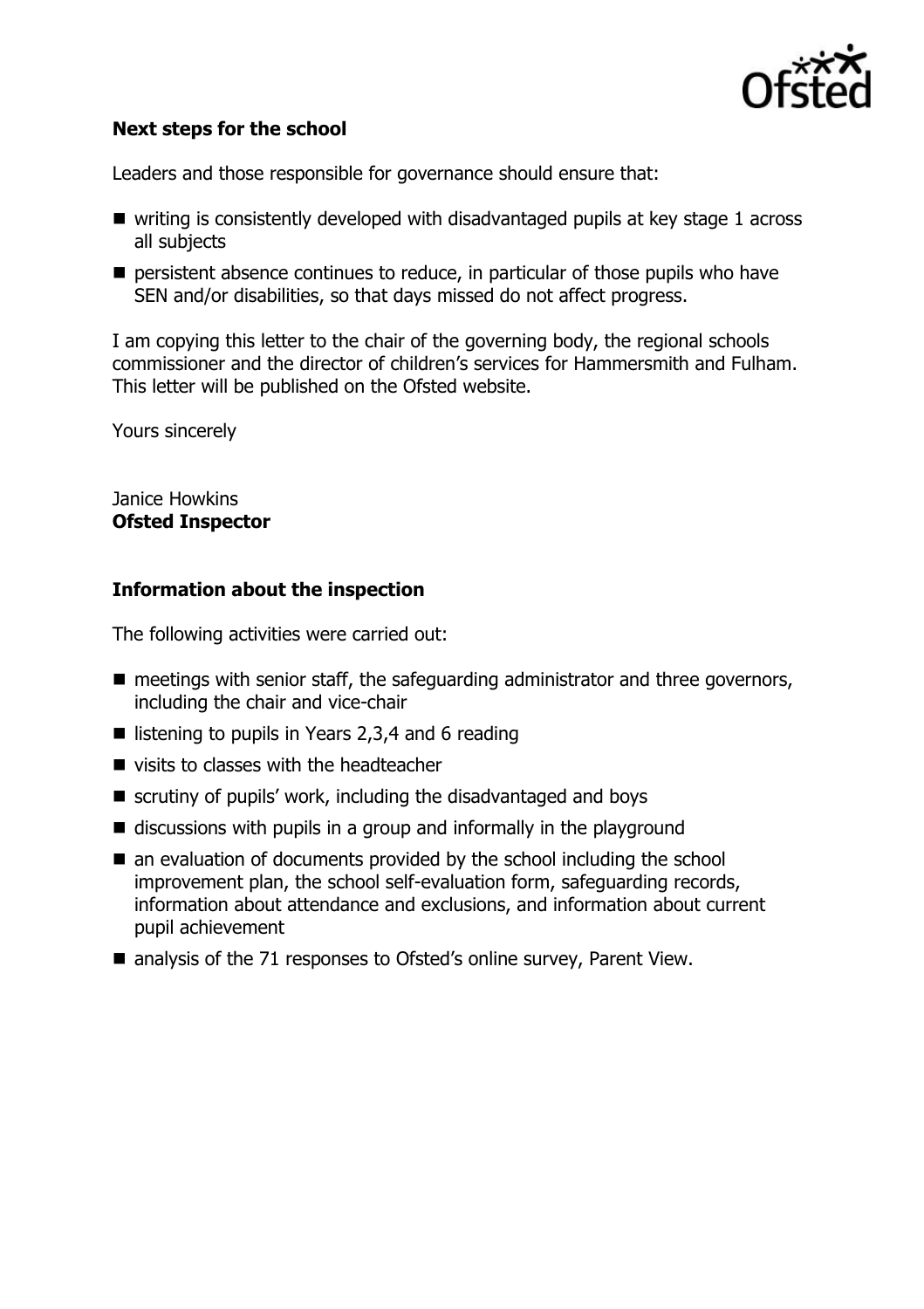### Next steps for the school

Leaders and those responsible for governance should ensure that:

- writing is consistently developed with disadvantaged pupils at key stage 1 across all subjects
- persistent absence continues to reduce, in particular of those pupils who have SEN and/or disabilities, so that days missed do not affect progress.

I am copying this letter to the chair of the governing body, the regional schools commissioner and the director of children's services for Hammersmith and Fulham. This letter will be published on the Ofsted website.

Yours sincerely

Janice Howkins
**Ofsted Inspector**

### Information about the inspection

The following activities were carried out:

- meetings with senior staff, the safeguarding administrator and three governors, including the chair and vice-chair
- listening to pupils in Years 2,3,4 and 6 reading
- visits to classes with the headteacher
- scrutiny of pupils' work, including the disadvantaged and boys
- discussions with pupils in a group and informally in the playground
- an evaluation of documents provided by the school including the school improvement plan, the school self-evaluation form, safeguarding records, information about attendance and exclusions, and information about current pupil achievement
- analysis of the 71 responses to Ofsted's online survey, Parent View.